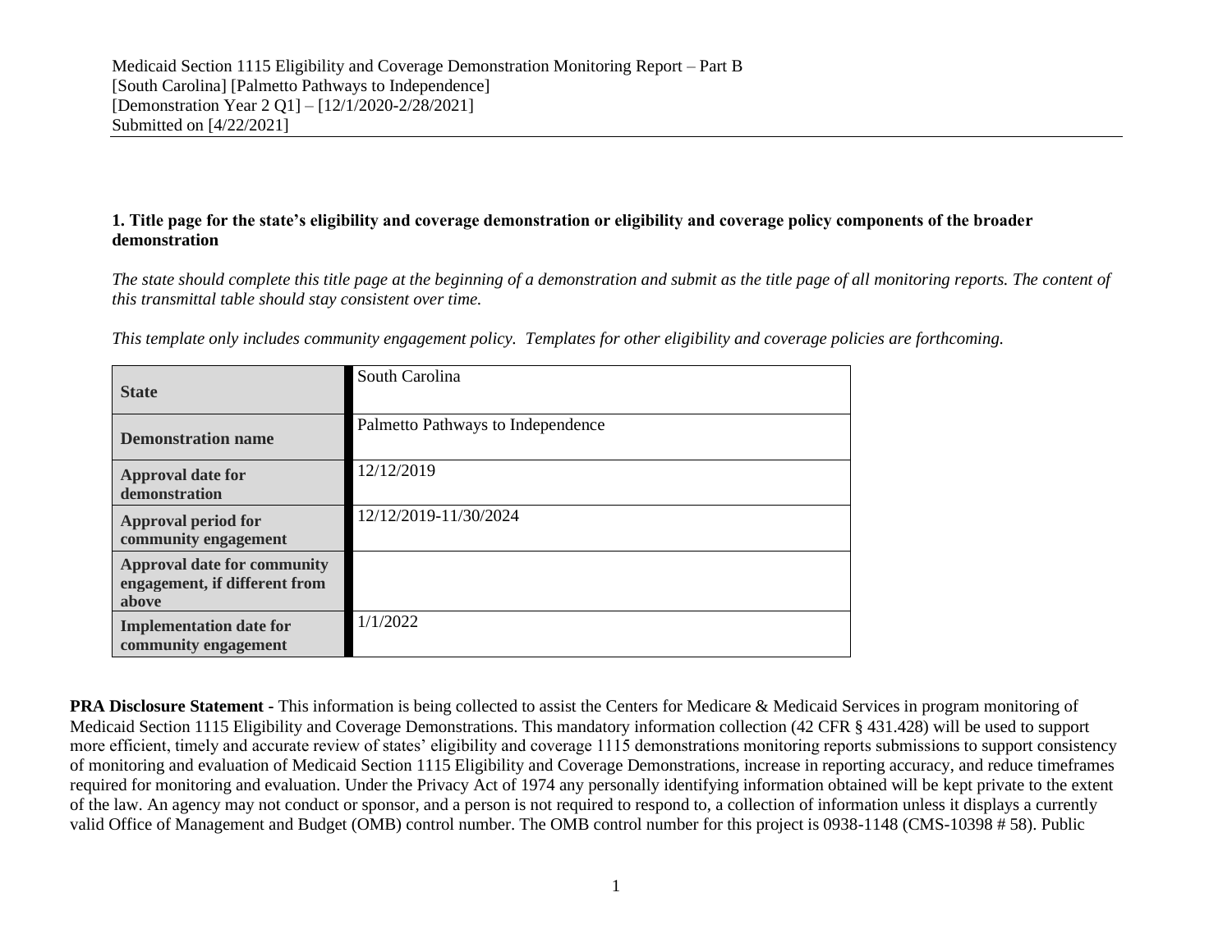Medicaid Section 1115 Eligibility and Coverage Demonstration Monitoring Report – Part B
[South Carolina] [Palmetto Pathways to Independence]
[Demonstration Year 2 Q1] – [12/1/2020-2/28/2021]
Submitted on [4/22/2021]

**1. Title page for the state's eligibility and coverage demonstration or eligibility and coverage policy components of the broader demonstration**

*The state should complete this title page at the beginning of a demonstration and submit as the title page of all monitoring reports. The content of this transmittal table should stay consistent over time.*

*This template only includes community engagement policy. Templates for other eligibility and coverage policies are forthcoming.*

| | |
|---|---|
| **State** | South Carolina |
| **Demonstration name** | Palmetto Pathways to Independence |
| **Approval date for demonstration** | 12/12/2019 |
| **Approval period for community engagement** | 12/12/2019-11/30/2024 |
| **Approval date for community engagement, if different from above** | |
| **Implementation date for community engagement** | 1/1/2022 |

**PRA Disclosure Statement -** This information is being collected to assist the Centers for Medicare & Medicaid Services in program monitoring of Medicaid Section 1115 Eligibility and Coverage Demonstrations. This mandatory information collection (42 CFR § 431.428) will be used to support more efficient, timely and accurate review of states' eligibility and coverage 1115 demonstrations monitoring reports submissions to support consistency of monitoring and evaluation of Medicaid Section 1115 Eligibility and Coverage Demonstrations, increase in reporting accuracy, and reduce timeframes required for monitoring and evaluation. Under the Privacy Act of 1974 any personally identifying information obtained will be kept private to the extent of the law. An agency may not conduct or sponsor, and a person is not required to respond to, a collection of information unless it displays a currently valid Office of Management and Budget (OMB) control number. The OMB control number for this project is 0938-1148 (CMS-10398 # 58). Public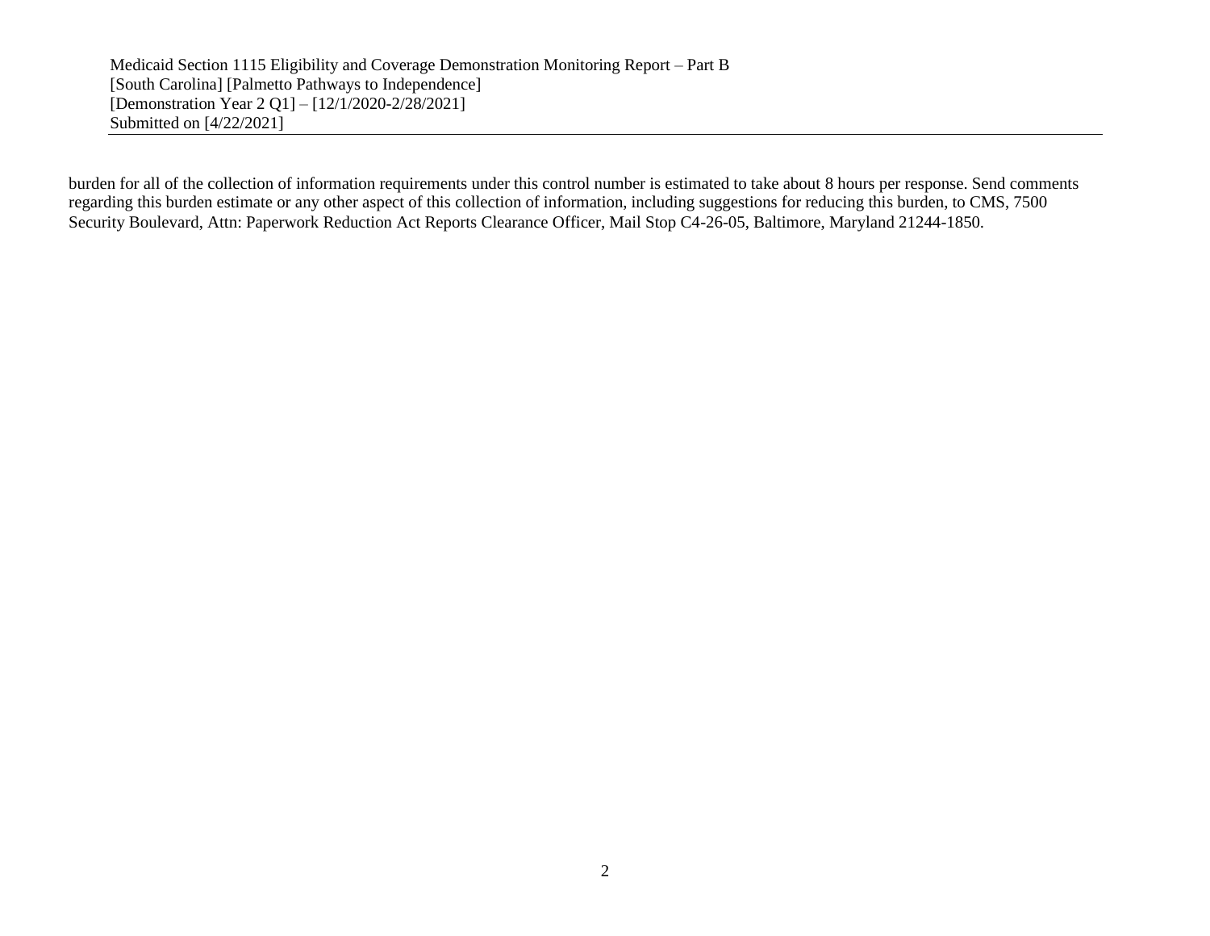burden for all of the collection of information requirements under this control number is estimated to take about 8 hours per response. Send comments regarding this burden estimate or any other aspect of this collection of information, including suggestions for reducing this burden, to CMS, 7500 Security Boulevard, Attn: Paperwork Reduction Act Reports Clearance Officer, Mail Stop C4-26-05, Baltimore, Maryland 21244-1850.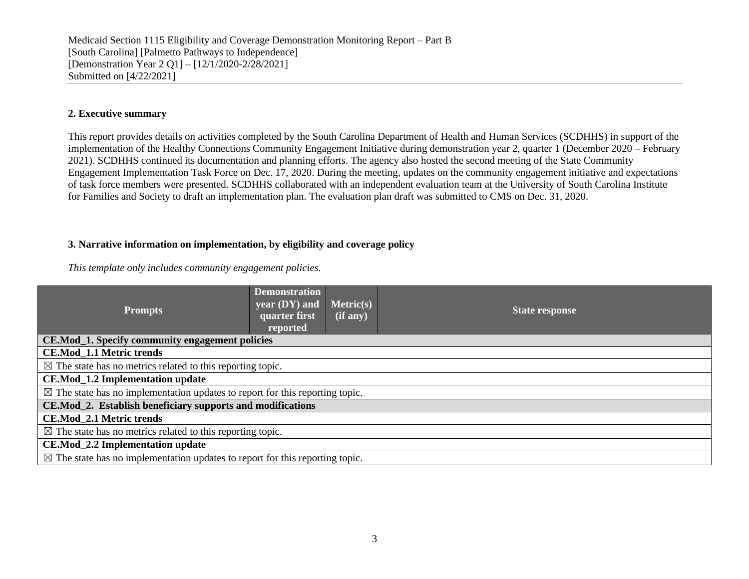Medicaid Section 1115 Eligibility and Coverage Demonstration Monitoring Report – Part B
[South Carolina] [Palmetto Pathways to Independence]
[Demonstration Year 2 Q1] – [12/1/2020-2/28/2021]
Submitted on [4/22/2021]

### 2. Executive summary

This report provides details on activities completed by the South Carolina Department of Health and Human Services (SCDHHS) in support of the implementation of the Healthy Connections Community Engagement Initiative during demonstration year 2, quarter 1 (December 2020 – February 2021). SCDHHS continued its documentation and planning efforts. The agency also hosted the second meeting of the State Community Engagement Implementation Task Force on Dec. 17, 2020. During the meeting, updates on the community engagement initiative and expectations of task force members were presented. SCDHHS collaborated with an independent evaluation team at the University of South Carolina Institute for Families and Society to draft an implementation plan. The evaluation plan draft was submitted to CMS on Dec. 31, 2020.

### 3. Narrative information on implementation, by eligibility and coverage policy

*This template only includes community engagement policies.*

| Prompts | Demonstration year (DY) and quarter first reported | Metric(s) (if any) | State response |
|---|---|---|---|
| **CE.Mod_1. Specify community engagement policies** | | | |
| **CE.Mod_1.1 Metric trends** | | | |
| ☒ The state has no metrics related to this reporting topic. | | | |
| **CE.Mod_1.2 Implementation update** | | | |
| ☒ The state has no implementation updates to report for this reporting topic. | | | |
| **CE.Mod_2. Establish beneficiary supports and modifications** | | | |
| **CE.Mod_2.1 Metric trends** | | | |
| ☒ The state has no metrics related to this reporting topic. | | | |
| **CE.Mod_2.2 Implementation update** | | | |
| ☒ The state has no implementation updates to report for this reporting topic. | | | |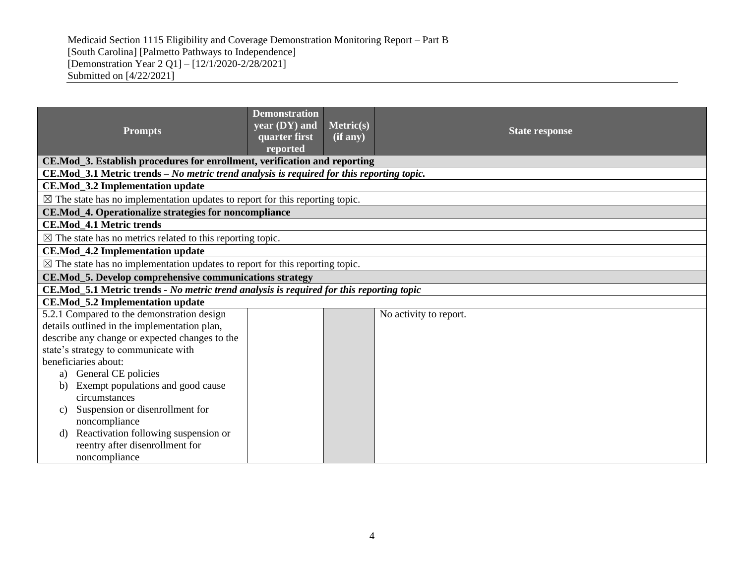| Prompts | Demonstration year (DY) and quarter first reported | Metric(s) (if any) | State response |
|---|---|---|---|
| **CE.Mod_3. Establish procedures for enrollment, verification and reporting** | | | |
| **CE.Mod_3.1 Metric trends –** ***No metric trend analysis is required for this reporting topic.*** | | | |
| **CE.Mod_3.2 Implementation update** | | | |
| ☒ The state has no implementation updates to report for this reporting topic. | | | |
| **CE.Mod_4. Operationalize strategies for noncompliance** | | | |
| **CE.Mod_4.1 Metric trends** | | | |
| ☒ The state has no metrics related to this reporting topic. | | | |
| **CE.Mod_4.2 Implementation update** | | | |
| ☒ The state has no implementation updates to report for this reporting topic. | | | |
| **CE.Mod_5. Develop comprehensive communications strategy** | | | |
| **CE.Mod_5.1 Metric trends -** ***No metric trend analysis is required for this reporting topic*** | | | |
| **CE.Mod_5.2 Implementation update** | | | |
| 5.2.1 Compared to the demonstration design details outlined in the implementation plan, describe any change or expected changes to the state's strategy to communicate with beneficiaries about: a) General CE policies b) Exempt populations and good cause circumstances c) Suspension or disenrollment for noncompliance d) Reactivation following suspension or reentry after disenrollment for noncompliance | | | No activity to report. |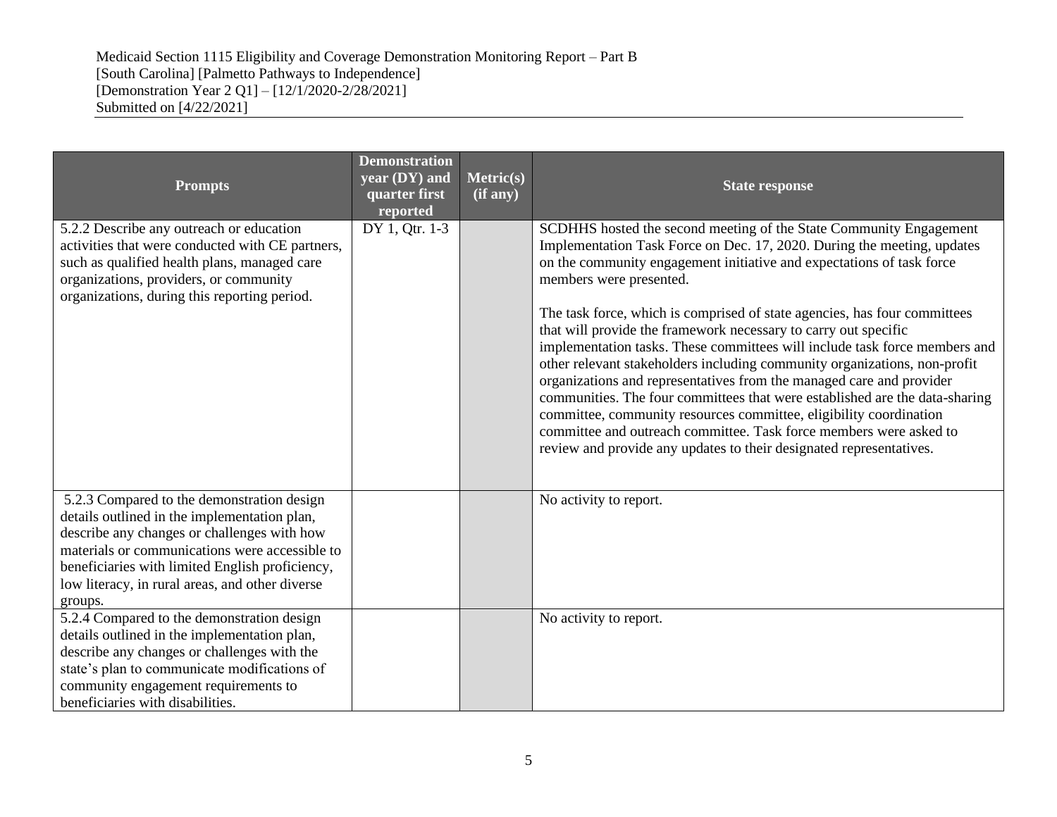| Prompts | Demonstration year (DY) and quarter first reported | Metric(s) (if any) | State response |
|---|---|---|---|
| 5.2.2 Describe any outreach or education activities that were conducted with CE partners, such as qualified health plans, managed care organizations, providers, or community organizations, during this reporting period. | DY 1, Qtr. 1-3 | | SCDHHS hosted the second meeting of the State Community Engagement Implementation Task Force on Dec. 17, 2020. During the meeting, updates on the community engagement initiative and expectations of task force members were presented.<br><br>The task force, which is comprised of state agencies, has four committees that will provide the framework necessary to carry out specific implementation tasks. These committees will include task force members and other relevant stakeholders including community organizations, non-profit organizations and representatives from the managed care and provider communities. The four committees that were established are the data-sharing committee, community resources committee, eligibility coordination committee and outreach committee. Task force members were asked to review and provide any updates to their designated representatives. |
| 5.2.3 Compared to the demonstration design details outlined in the implementation plan, describe any changes or challenges with how materials or communications were accessible to beneficiaries with limited English proficiency, low literacy, in rural areas, and other diverse groups. | | | No activity to report. |
| 5.2.4 Compared to the demonstration design details outlined in the implementation plan, describe any changes or challenges with the state's plan to communicate modifications of community engagement requirements to beneficiaries with disabilities. | | | No activity to report. |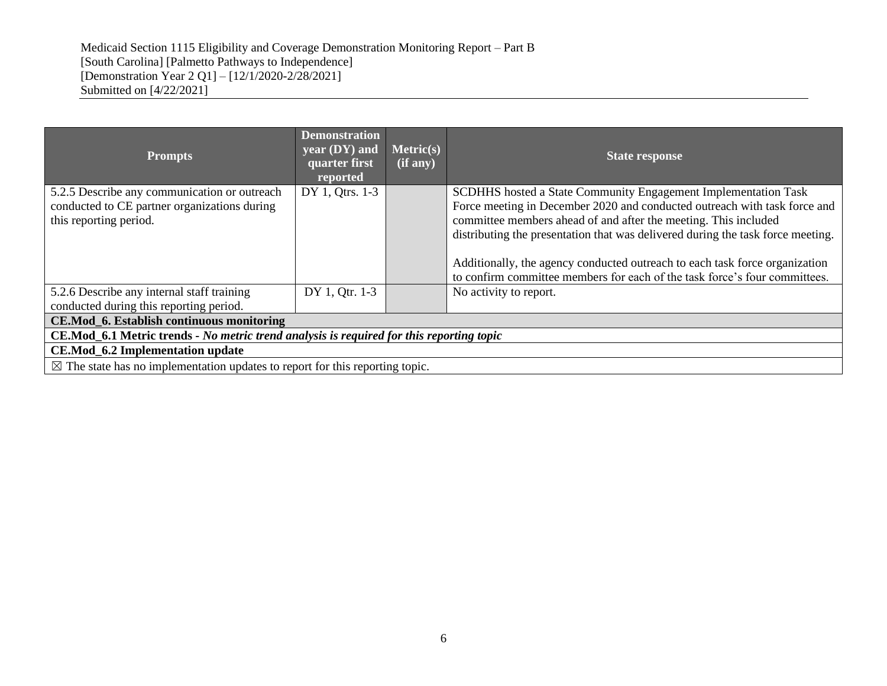| Prompts | Demonstration year (DY) and quarter first reported | Metric(s) (if any) | State response |
| --- | --- | --- | --- |
| 5.2.5 Describe any communication or outreach conducted to CE partner organizations during this reporting period. | DY 1, Qtrs. 1-3 | | SCDHHS hosted a State Community Engagement Implementation Task Force meeting in December 2020 and conducted outreach with task force and committee members ahead of and after the meeting. This included distributing the presentation that was delivered during the task force meeting.<br><br>Additionally, the agency conducted outreach to each task force organization to confirm committee members for each of the task force's four committees. |
| 5.2.6 Describe any internal staff training conducted during this reporting period. | DY 1, Qtr. 1-3 | | No activity to report. |
| **CE.Mod_6. Establish continuous monitoring** | | | |
| **CE.Mod_6.1 Metric trends -** ***No metric trend analysis is required for this reporting topic*** | | | |
| **CE.Mod_6.2 Implementation update** | | | |
| ☒ The state has no implementation updates to report for this reporting topic. | | | |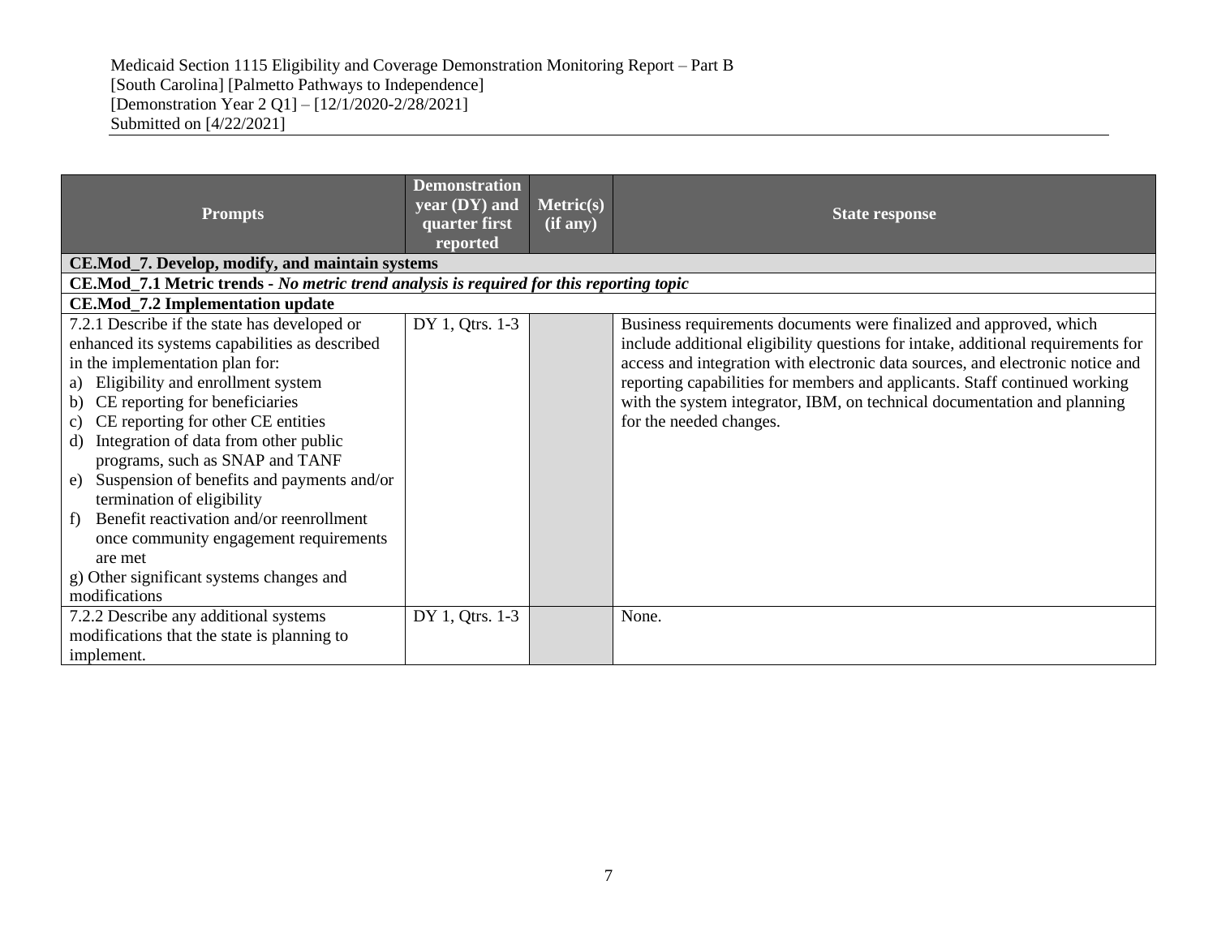Medicaid Section 1115 Eligibility and Coverage Demonstration Monitoring Report – Part B
[South Carolina] [Palmetto Pathways to Independence]
[Demonstration Year 2 Q1] – [12/1/2020-2/28/2021]
Submitted on [4/22/2021]

| Prompts | Demonstration year (DY) and quarter first reported | Metric(s) (if any) | State response |
|---|---|---|---|
| **CE.Mod_7. Develop, modify, and maintain systems** | | | |
| **CE.Mod_7.1 Metric trends** - *No metric trend analysis is required for this reporting topic* | | | |
| **CE.Mod_7.2 Implementation update** | | | |
| 7.2.1 Describe if the state has developed or enhanced its systems capabilities as described in the implementation plan for: a) Eligibility and enrollment system b) CE reporting for beneficiaries c) CE reporting for other CE entities d) Integration of data from other public programs, such as SNAP and TANF e) Suspension of benefits and payments and/or termination of eligibility f) Benefit reactivation and/or reenrollment once community engagement requirements are met g) Other significant systems changes and modifications | DY 1, Qtrs. 1-3 | | Business requirements documents were finalized and approved, which include additional eligibility questions for intake, additional requirements for access and integration with electronic data sources, and electronic notice and reporting capabilities for members and applicants. Staff continued working with the system integrator, IBM, on technical documentation and planning for the needed changes. |
| 7.2.2 Describe any additional systems modifications that the state is planning to implement. | DY 1, Qtrs. 1-3 | | None. |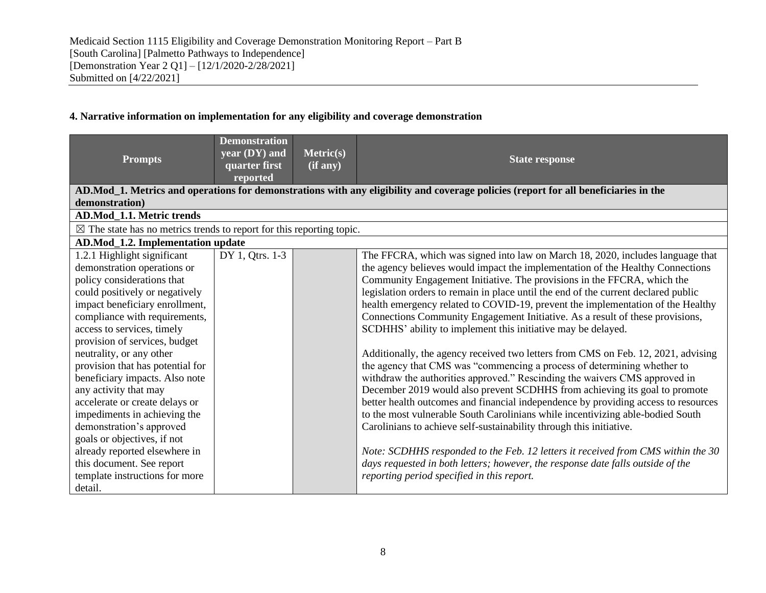Medicaid Section 1115 Eligibility and Coverage Demonstration Monitoring Report – Part B
[South Carolina] [Palmetto Pathways to Independence]
[Demonstration Year 2 Q1] – [12/1/2020-2/28/2021]
Submitted on [4/22/2021]

**4. Narrative information on implementation for any eligibility and coverage demonstration**

| Prompts | Demonstration year (DY) and quarter first reported | Metric(s) (if any) | State response |
|---|---|---|---|
| **AD.Mod_1. Metrics and operations for demonstrations with any eligibility and coverage policies (report for all beneficiaries in the demonstration)** | | | |
| **AD.Mod_1.1. Metric trends** | | | |
| ☒ The state has no metrics trends to report for this reporting topic. | | | |
| **AD.Mod_1.2. Implementation update** | | | |
| 1.2.1 Highlight significant demonstration operations or policy considerations that could positively or negatively impact beneficiary enrollment, compliance with requirements, access to services, timely provision of services, budget neutrality, or any other provision that has potential for beneficiary impacts. Also note any activity that may accelerate or create delays or impediments in achieving the demonstration's approved goals or objectives, if not already reported elsewhere in this document. See report template instructions for more detail. | DY 1, Qtrs. 1-3 | | The FFCRA, which was signed into law on March 18, 2020, includes language that the agency believes would impact the implementation of the Healthy Connections Community Engagement Initiative. The provisions in the FFCRA, which the legislation orders to remain in place until the end of the current declared public health emergency related to COVID-19, prevent the implementation of the Healthy Connections Community Engagement Initiative. As a result of these provisions, SCDHHS' ability to implement this initiative may be delayed.<br><br>Additionally, the agency received two letters from CMS on Feb. 12, 2021, advising the agency that CMS was "commencing a process of determining whether to withdraw the authorities approved." Rescinding the waivers CMS approved in December 2019 would also prevent SCDHHS from achieving its goal to promote better health outcomes and financial independence by providing access to resources to the most vulnerable South Carolinians while incentivizing able-bodied South Carolinians to achieve self-sustainability through this initiative.<br><br>*Note: SCDHHS responded to the Feb. 12 letters it received from CMS within the 30 days requested in both letters; however, the response date falls outside of the reporting period specified in this report.* |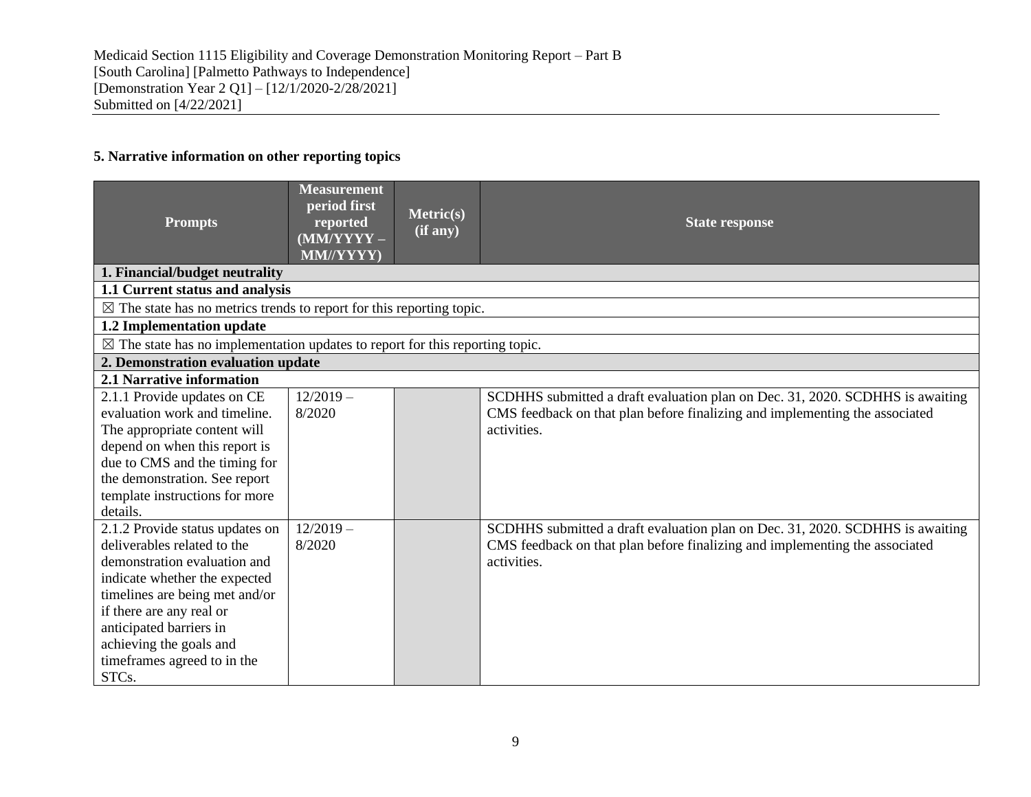### 5. Narrative information on other reporting topics

| Prompts | Measurement period first reported (MM/YYYY – MM//YYYY) | Metric(s) (if any) | State response |
|---|---|---|---|
| **1. Financial/budget neutrality** | | | |
| **1.1 Current status and analysis** | | | |
| ☒ The state has no metrics trends to report for this reporting topic. | | | |
| **1.2 Implementation update** | | | |
| ☒ The state has no implementation updates to report for this reporting topic. | | | |
| **2. Demonstration evaluation update** | | | |
| **2.1 Narrative information** | | | |
| 2.1.1 Provide updates on CE evaluation work and timeline. The appropriate content will depend on when this report is due to CMS and the timing for the demonstration. See report template instructions for more details. | 12/2019 – 8/2020 | | SCDHHS submitted a draft evaluation plan on Dec. 31, 2020. SCDHHS is awaiting CMS feedback on that plan before finalizing and implementing the associated activities. |
| 2.1.2 Provide status updates on deliverables related to the demonstration evaluation and indicate whether the expected timelines are being met and/or if there are any real or anticipated barriers in achieving the goals and timeframes agreed to in the STCs. | 12/2019 – 8/2020 | | SCDHHS submitted a draft evaluation plan on Dec. 31, 2020. SCDHHS is awaiting CMS feedback on that plan before finalizing and implementing the associated activities. |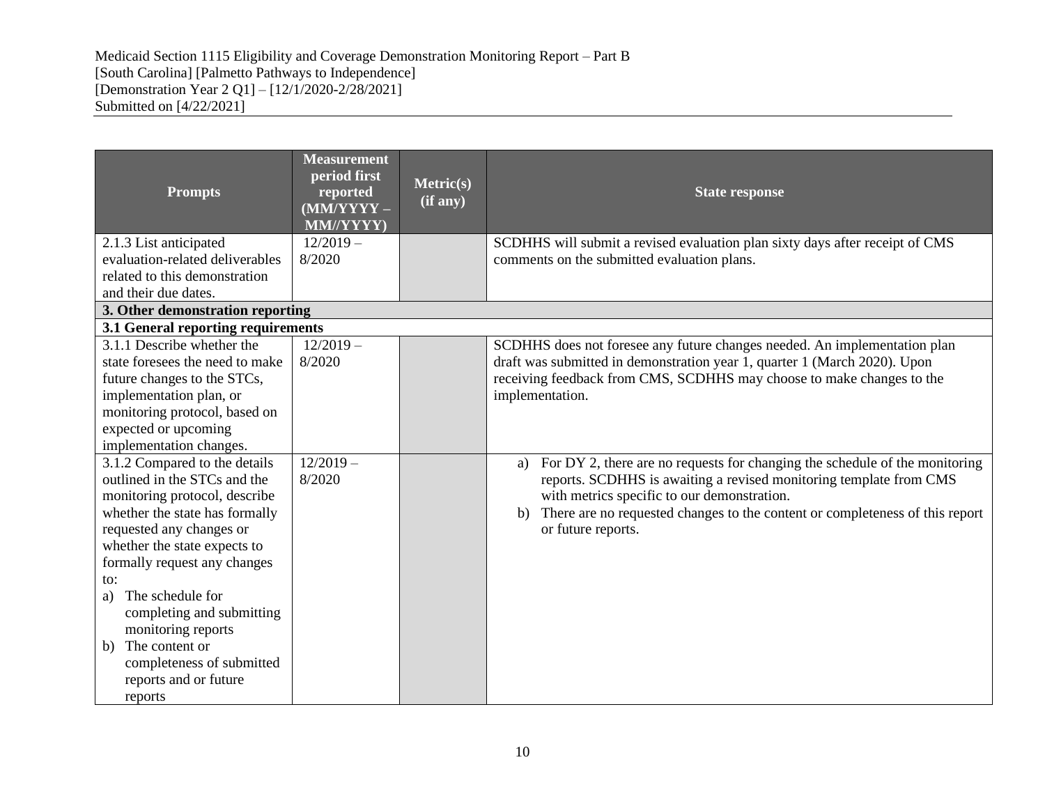| Prompts | Measurement period first reported (MM/YYYY – MM//YYYY) | Metric(s) (if any) | State response |
|---|---|---|---|
| 2.1.3 List anticipated evaluation-related deliverables related to this demonstration and their due dates. | 12/2019 – 8/2020 | | SCDHHS will submit a revised evaluation plan sixty days after receipt of CMS comments on the submitted evaluation plans. |
| **3. Other demonstration reporting** | | | |
| **3.1 General reporting requirements** | | | |
| 3.1.1 Describe whether the state foresees the need to make future changes to the STCs, implementation plan, or monitoring protocol, based on expected or upcoming implementation changes. | 12/2019 – 8/2020 | | SCDHHS does not foresee any future changes needed. An implementation plan draft was submitted in demonstration year 1, quarter 1 (March 2020). Upon receiving feedback from CMS, SCDHHS may choose to make changes to the implementation. |
| 3.1.2 Compared to the details outlined in the STCs and the monitoring protocol, describe whether the state has formally requested any changes or whether the state expects to formally request any changes to: a) The schedule for completing and submitting monitoring reports b) The content or completeness of submitted reports and or future reports | 12/2019 – 8/2020 | | a) For DY 2, there are no requests for changing the schedule of the monitoring reports. SCDHHS is awaiting a revised monitoring template from CMS with metrics specific to our demonstration. b) There are no requested changes to the content or completeness of this report or future reports. |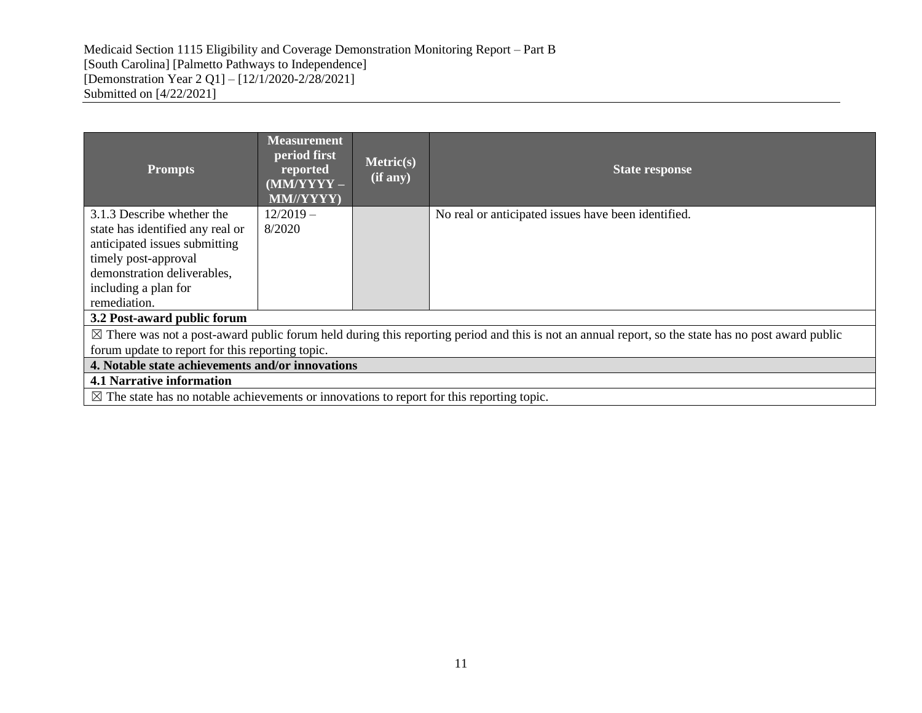| Prompts | Measurement period first reported (MM/YYYY – MM//YYYY) | Metric(s) (if any) | State response |
|---|---|---|---|
| 3.1.3 Describe whether the state has identified any real or anticipated issues submitting timely post-approval demonstration deliverables, including a plan for remediation. | 12/2019 – 8/2020 | | No real or anticipated issues have been identified. |
| **3.2 Post-award public forum** | | | |
| ☒ There was not a post-award public forum held during this reporting period and this is not an annual report, so the state has no post award public forum update to report for this reporting topic. | | | |
| **4. Notable state achievements and/or innovations** | | | |
| **4.1 Narrative information** | | | |
| ☒ The state has no notable achievements or innovations to report for this reporting topic. | | | |